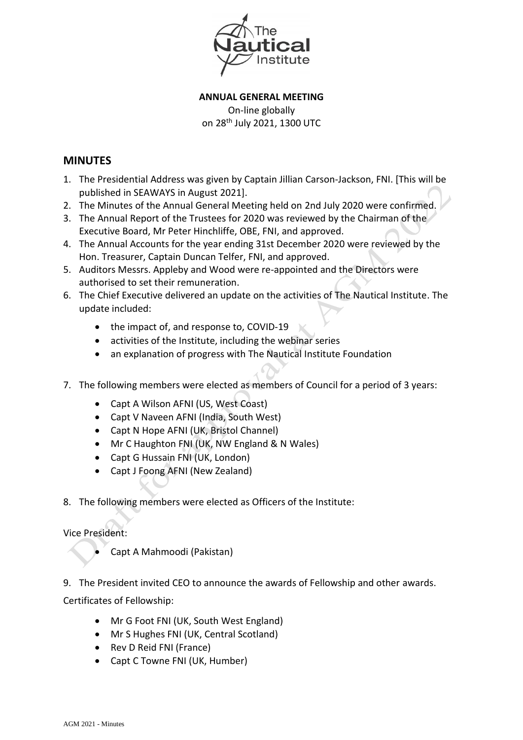**ANNUAL GENERAL MEETING**

On-line globally
on 28th July 2021, 1300 UTC

## MINUTES

1. The Presidential Address was given by Captain Jillian Carson-Jackson, FNI. [This will be published in SEAWAYS in August 2021].
2. The Minutes of the Annual General Meeting held on 2nd July 2020 were confirmed.
3. The Annual Report of the Trustees for 2020 was reviewed by the Chairman of the Executive Board, Mr Peter Hinchliffe, OBE, FNI, and approved.
4. The Annual Accounts for the year ending 31st December 2020 were reviewed by the Hon. Treasurer, Captain Duncan Telfer, FNI, and approved.
5. Auditors Messrs. Appleby and Wood were re-appointed and the Directors were authorised to set their remuneration.
6. The Chief Executive delivered an update on the activities of The Nautical Institute. The update included:
   - the impact of, and response to, COVID-19
   - activities of the Institute, including the webinar series
   - an explanation of progress with The Nautical Institute Foundation
7. The following members were elected as members of Council for a period of 3 years:
   - Capt A Wilson AFNI (US, West Coast)
   - Capt V Naveen AFNI (India, South West)
   - Capt N Hope AFNI (UK, Bristol Channel)
   - Mr C Haughton FNI (UK, NW England & N Wales)
   - Capt G Hussain FNI (UK, London)
   - Capt J Foong AFNI (New Zealand)
8. The following members were elected as Officers of the Institute:

Vice President:

- Capt A Mahmoodi (Pakistan)

9. The President invited CEO to announce the awards of Fellowship and other awards.

Certificates of Fellowship:

- Mr G Foot FNI (UK, South West England)
- Mr S Hughes FNI (UK, Central Scotland)
- Rev D Reid FNI (France)
- Capt C Towne FNI (UK, Humber)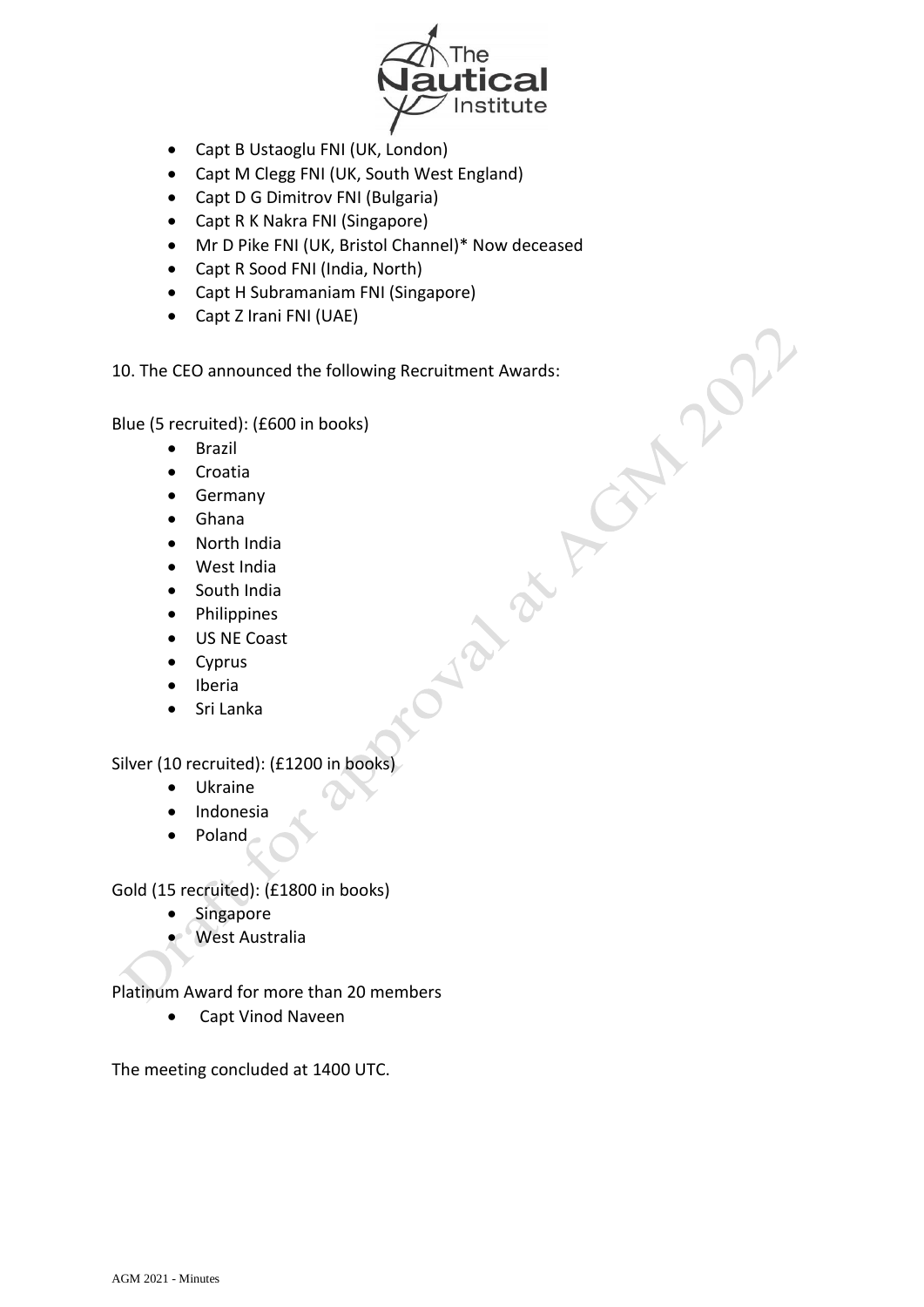- Capt B Ustaoglu FNI (UK, London)
- Capt M Clegg FNI (UK, South West England)
- Capt D G Dimitrov FNI (Bulgaria)
- Capt R K Nakra FNI (Singapore)
- Mr D Pike FNI (UK, Bristol Channel)* Now deceased
- Capt R Sood FNI (India, North)
- Capt H Subramaniam FNI (Singapore)
- Capt Z Irani FNI (UAE)

10. The CEO announced the following Recruitment Awards:

Blue (5 recruited): (£600 in books)

- Brazil
- Croatia
- Germany
- Ghana
- North India
- West India
- South India
- Philippines
- US NE Coast
- Cyprus
- Iberia
- Sri Lanka

Silver (10 recruited): (£1200 in books)

- Ukraine
- Indonesia
- Poland

Gold (15 recruited): (£1800 in books)

- Singapore
- West Australia

Platinum Award for more than 20 members

- Capt Vinod Naveen

The meeting concluded at 1400 UTC.